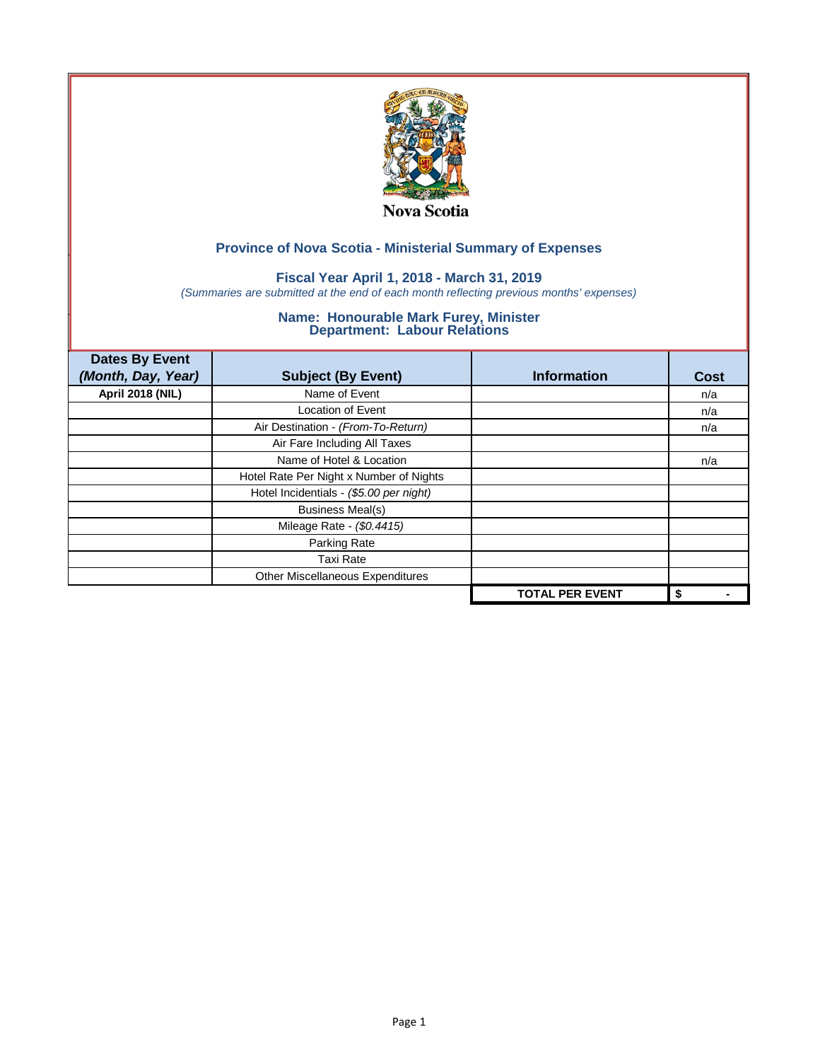Nova Scotia

## Province of Nova Scotia - Ministerial Summary of Expenses

### Fiscal Year April 1, 2018 - March 31, 2019

*(Summaries are submitted at the end of each month reflecting previous months' expenses)*

### Name: Honourable Mark Furey, Minister
### Department: Labour Relations

| Dates By Event *(Month, Day, Year)* | Subject (By Event) | Information | Cost |
|---|---|---|---|
| **April 2018 (NIL)** | Name of Event | | n/a |
| | Location of Event | | n/a |
| | Air Destination - *(From-To-Return)* | | n/a |
| | Air Fare Including All Taxes | | |
| | Name of Hotel & Location | | n/a |
| | Hotel Rate Per Night x Number of Nights | | |
| | Hotel Incidentials - *($5.00 per night)* | | |
| | Business Meal(s) | | |
| | Mileage Rate - *($0.4415)* | | |
| | Parking Rate | | |
| | Taxi Rate | | |
| | Other Miscellaneous Expenditures | | |
| | | **TOTAL PER EVENT** | **$ -** |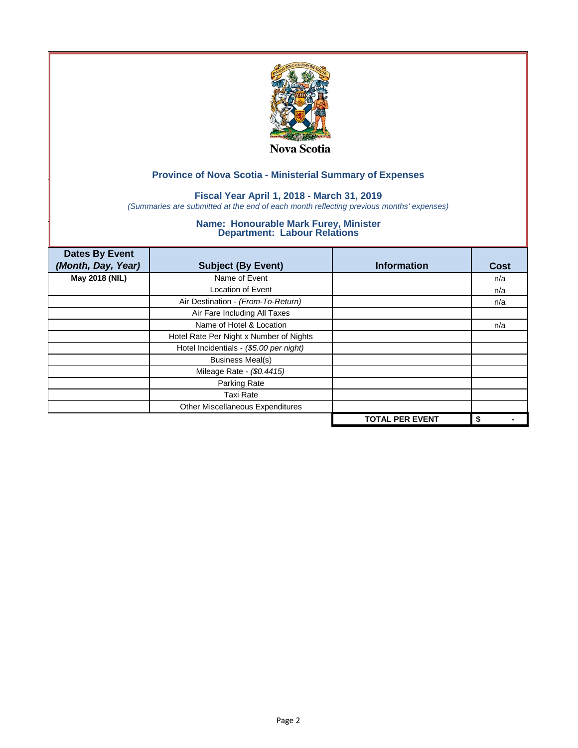Nova Scotia

## Province of Nova Scotia - Ministerial Summary of Expenses

### Fiscal Year April 1, 2018 - March 31, 2019

*(Summaries are submitted at the end of each month reflecting previous months' expenses)*

### Name: Honourable Mark Furey, Minister
### Department: Labour Relations

| Dates By Event *(Month, Day, Year)* | Subject (By Event) | Information | Cost |
|---|---|---|---|
| **May 2018 (NIL)** | Name of Event | | n/a |
| | Location of Event | | n/a |
| | Air Destination - *(From-To-Return)* | | n/a |
| | Air Fare Including All Taxes | | |
| | Name of Hotel & Location | | n/a |
| | Hotel Rate Per Night x Number of Nights | | |
| | Hotel Incidentials - *($5.00 per night)* | | |
| | Business Meal(s) | | |
| | Mileage Rate - *($0.4415)* | | |
| | Parking Rate | | |
| | Taxi Rate | | |
| | Other Miscellaneous Expenditures | | |
| | | **TOTAL PER EVENT** | **$ -** |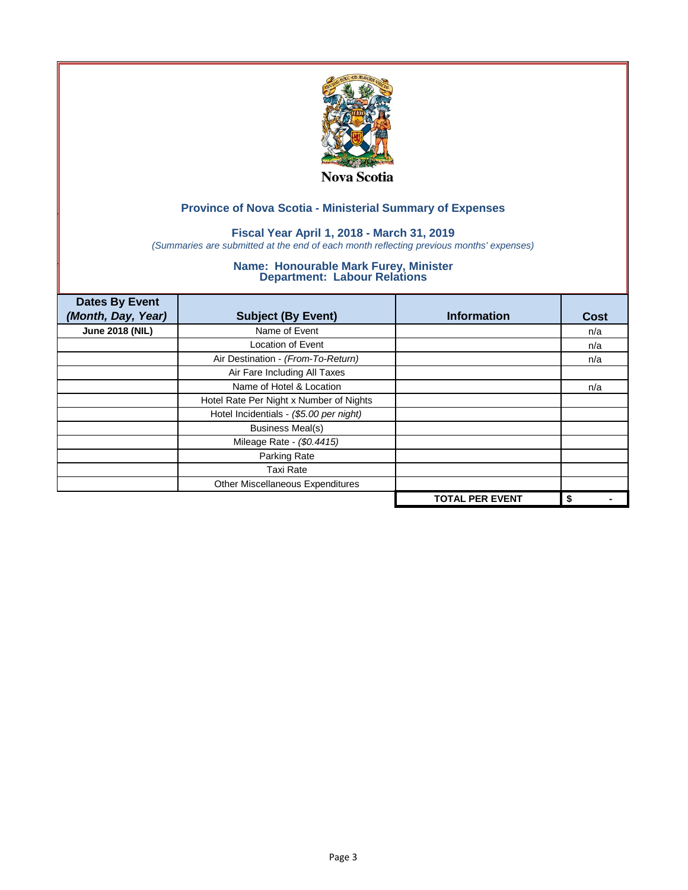Nova Scotia

## Province of Nova Scotia - Ministerial Summary of Expenses

### Fiscal Year April 1, 2018 - March 31, 2019

*(Summaries are submitted at the end of each month reflecting previous months' expenses)*

### Name: Honourable Mark Furey, Minister
### Department: Labour Relations

| Dates By Event *(Month, Day, Year)* | Subject (By Event) | Information | Cost |
|---|---|---|---|
| **June 2018 (NIL)** | Name of Event | | n/a |
| | Location of Event | | n/a |
| | Air Destination - *(From-To-Return)* | | n/a |
| | Air Fare Including All Taxes | | |
| | Name of Hotel & Location | | n/a |
| | Hotel Rate Per Night x Number of Nights | | |
| | Hotel Incidentials - *($5.00 per night)* | | |
| | Business Meal(s) | | |
| | Mileage Rate - *($0.4415)* | | |
| | Parking Rate | | |
| | Taxi Rate | | |
| | Other Miscellaneous Expenditures | | |
| | | **TOTAL PER EVENT** | **$ -** |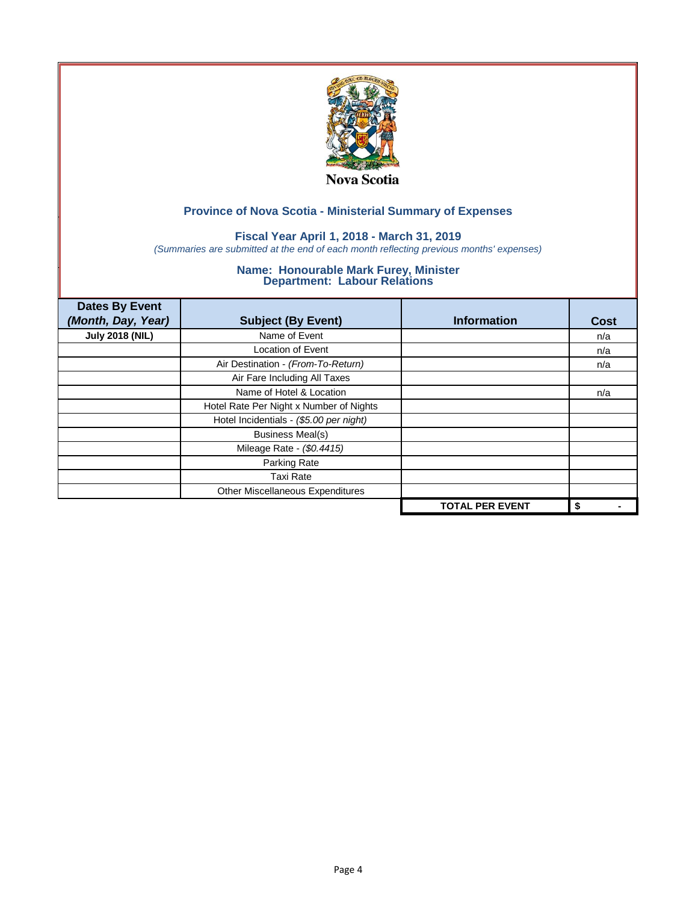Nova Scotia

## Province of Nova Scotia - Ministerial Summary of Expenses

### Fiscal Year April 1, 2018 - March 31, 2019

*(Summaries are submitted at the end of each month reflecting previous months' expenses)*

### Name: Honourable Mark Furey, Minister
### Department: Labour Relations

| Dates By Event *(Month, Day, Year)* | Subject (By Event) | Information | Cost |
|---|---|---|---|
| **July 2018 (NIL)** | Name of Event | | n/a |
| | Location of Event | | n/a |
| | Air Destination - *(From-To-Return)* | | n/a |
| | Air Fare Including All Taxes | | |
| | Name of Hotel & Location | | n/a |
| | Hotel Rate Per Night x Number of Nights | | |
| | Hotel Incidentials - *($5.00 per night)* | | |
| | Business Meal(s) | | |
| | Mileage Rate - *($0.4415)* | | |
| | Parking Rate | | |
| | Taxi Rate | | |
| | Other Miscellaneous Expenditures | | |
| | | **TOTAL PER EVENT** | **$ -** |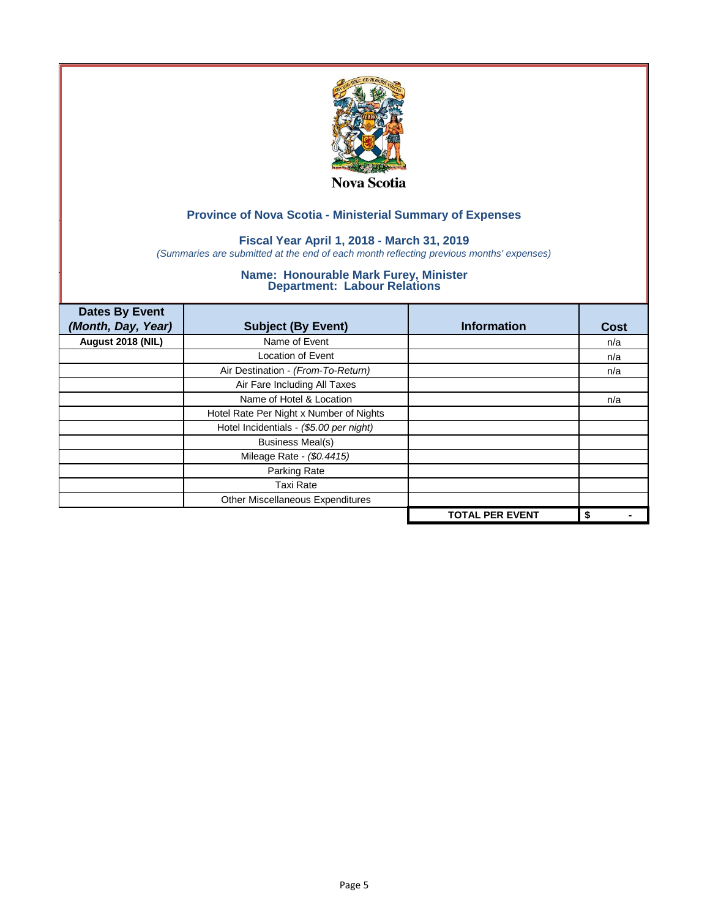Nova Scotia

## Province of Nova Scotia - Ministerial Summary of Expenses

### Fiscal Year April 1, 2018 - March 31, 2019

*(Summaries are submitted at the end of each month reflecting previous months' expenses)*

### Name: Honourable Mark Furey, Minister
### Department: Labour Relations

| Dates By Event *(Month, Day, Year)* | Subject (By Event) | Information | Cost |
|---|---|---|---|
| **August 2018 (NIL)** | Name of Event | | n/a |
| | Location of Event | | n/a |
| | Air Destination - *(From-To-Return)* | | n/a |
| | Air Fare Including All Taxes | | |
| | Name of Hotel & Location | | n/a |
| | Hotel Rate Per Night x Number of Nights | | |
| | Hotel Incidentials - *($5.00 per night)* | | |
| | Business Meal(s) | | |
| | Mileage Rate - *($0.4415)* | | |
| | Parking Rate | | |
| | Taxi Rate | | |
| | Other Miscellaneous Expenditures | | |
| | | **TOTAL PER EVENT** | **$ -** |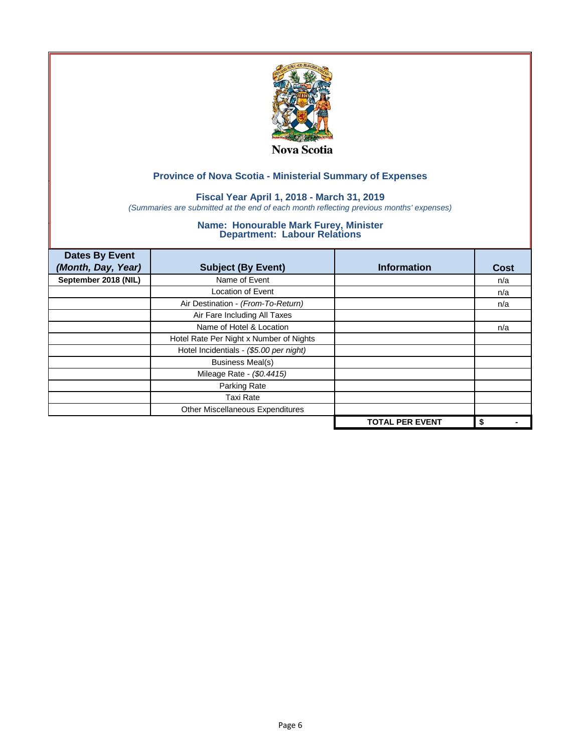Nova Scotia

## Province of Nova Scotia - Ministerial Summary of Expenses

### Fiscal Year April 1, 2018 - March 31, 2019

*(Summaries are submitted at the end of each month reflecting previous months' expenses)*

### Name: Honourable Mark Furey, Minister
### Department: Labour Relations

| Dates By Event *(Month, Day, Year)* | Subject (By Event) | Information | Cost |
|---|---|---|---|
| September 2018 (NIL) | Name of Event | | n/a |
| | Location of Event | | n/a |
| | Air Destination - *(From-To-Return)* | | n/a |
| | Air Fare Including All Taxes | | |
| | Name of Hotel & Location | | n/a |
| | Hotel Rate Per Night x Number of Nights | | |
| | Hotel Incidentials - *($5.00 per night)* | | |
| | Business Meal(s) | | |
| | Mileage Rate - *($0.4415)* | | |
| | Parking Rate | | |
| | Taxi Rate | | |
| | Other Miscellaneous Expenditures | | |
| | | **TOTAL PER EVENT** | **$ -** |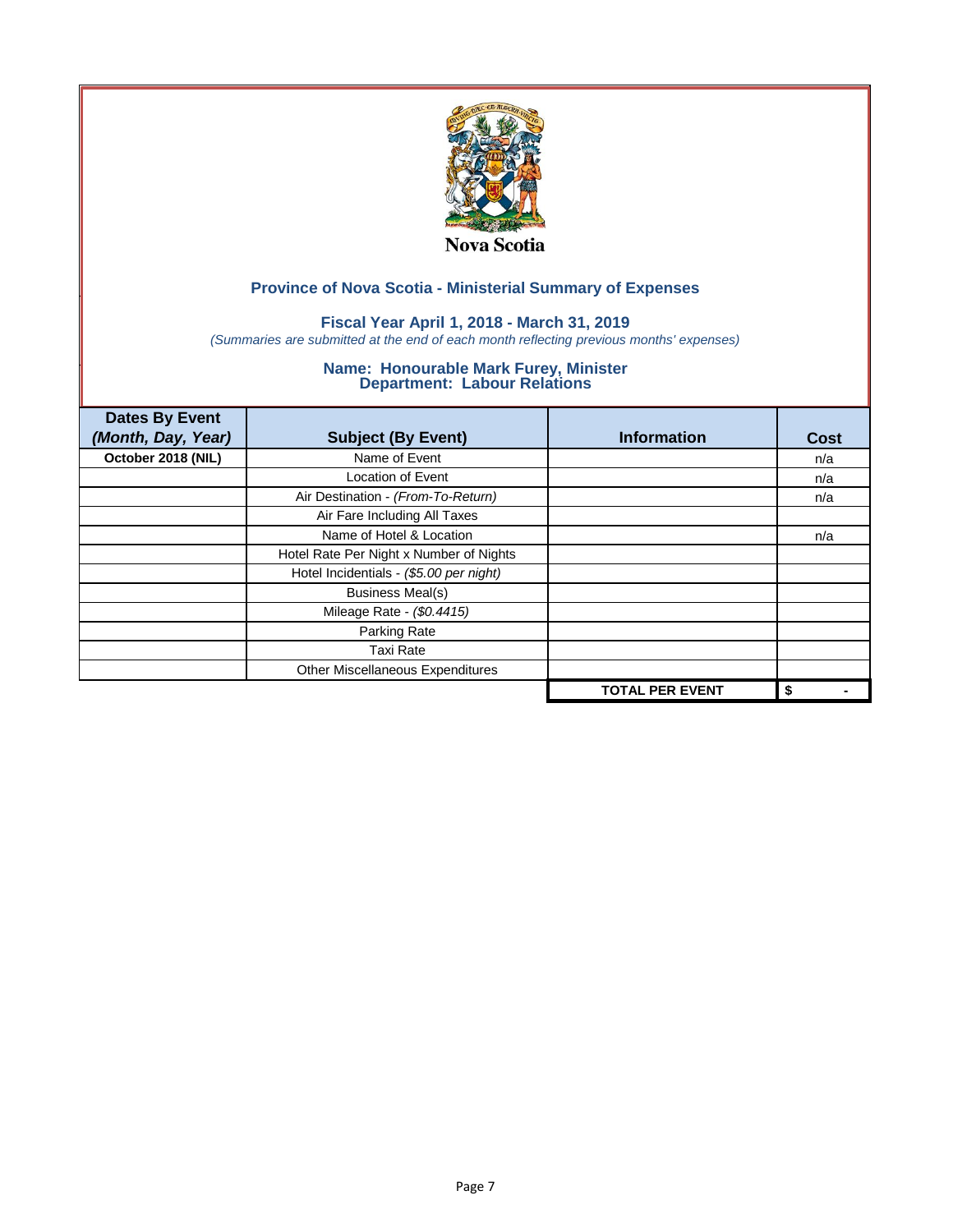Nova Scotia

## Province of Nova Scotia - Ministerial Summary of Expenses

### Fiscal Year April 1, 2018 - March 31, 2019

*(Summaries are submitted at the end of each month reflecting previous months' expenses)*

### Name: Honourable Mark Furey, Minister
### Department: Labour Relations

| Dates By Event *(Month, Day, Year)* | Subject (By Event) | Information | Cost |
|---|---|---|---|
| **October 2018 (NIL)** | Name of Event | | n/a |
| | Location of Event | | n/a |
| | Air Destination - *(From-To-Return)* | | n/a |
| | Air Fare Including All Taxes | | |
| | Name of Hotel & Location | | n/a |
| | Hotel Rate Per Night x Number of Nights | | |
| | Hotel Incidentials - *($5.00 per night)* | | |
| | Business Meal(s) | | |
| | Mileage Rate - *($0.4415)* | | |
| | Parking Rate | | |
| | Taxi Rate | | |
| | Other Miscellaneous Expenditures | | |
| | | **TOTAL PER EVENT** | **$ -** |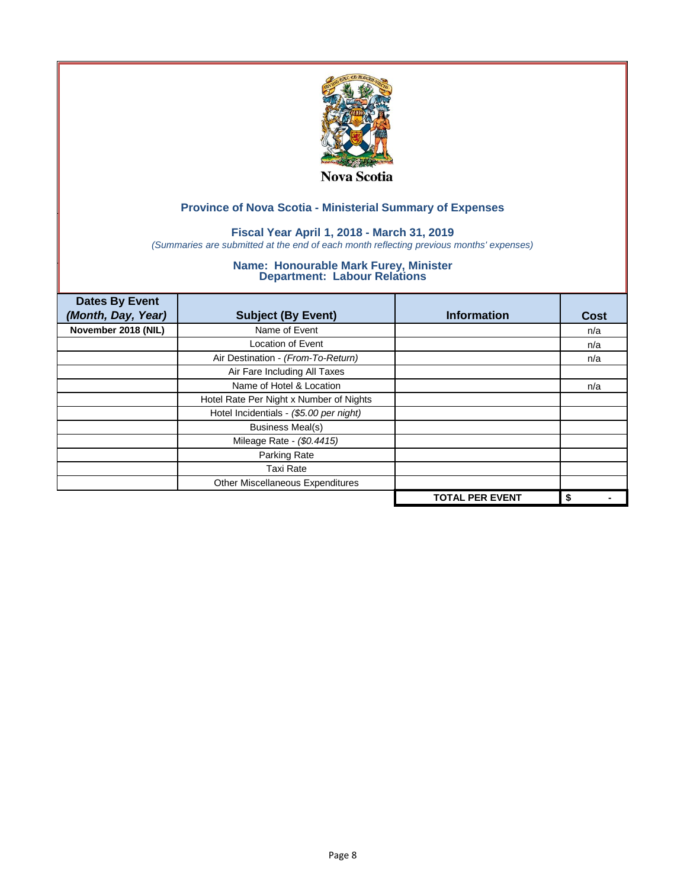Nova Scotia

## Province of Nova Scotia - Ministerial Summary of Expenses

### Fiscal Year April 1, 2018 - March 31, 2019

*(Summaries are submitted at the end of each month reflecting previous months' expenses)*

### Name: Honourable Mark Furey, Minister
### Department: Labour Relations

| Dates By Event *(Month, Day, Year)* | Subject (By Event) | Information | Cost |
|---|---|---|---|
| November 2018 (NIL) | Name of Event | | n/a |
| | Location of Event | | n/a |
| | Air Destination - *(From-To-Return)* | | n/a |
| | Air Fare Including All Taxes | | |
| | Name of Hotel & Location | | n/a |
| | Hotel Rate Per Night x Number of Nights | | |
| | Hotel Incidentials - *($5.00 per night)* | | |
| | Business Meal(s) | | |
| | Mileage Rate - *($0.4415)* | | |
| | Parking Rate | | |
| | Taxi Rate | | |
| | Other Miscellaneous Expenditures | | |
| | | **TOTAL PER EVENT** | **$ -** |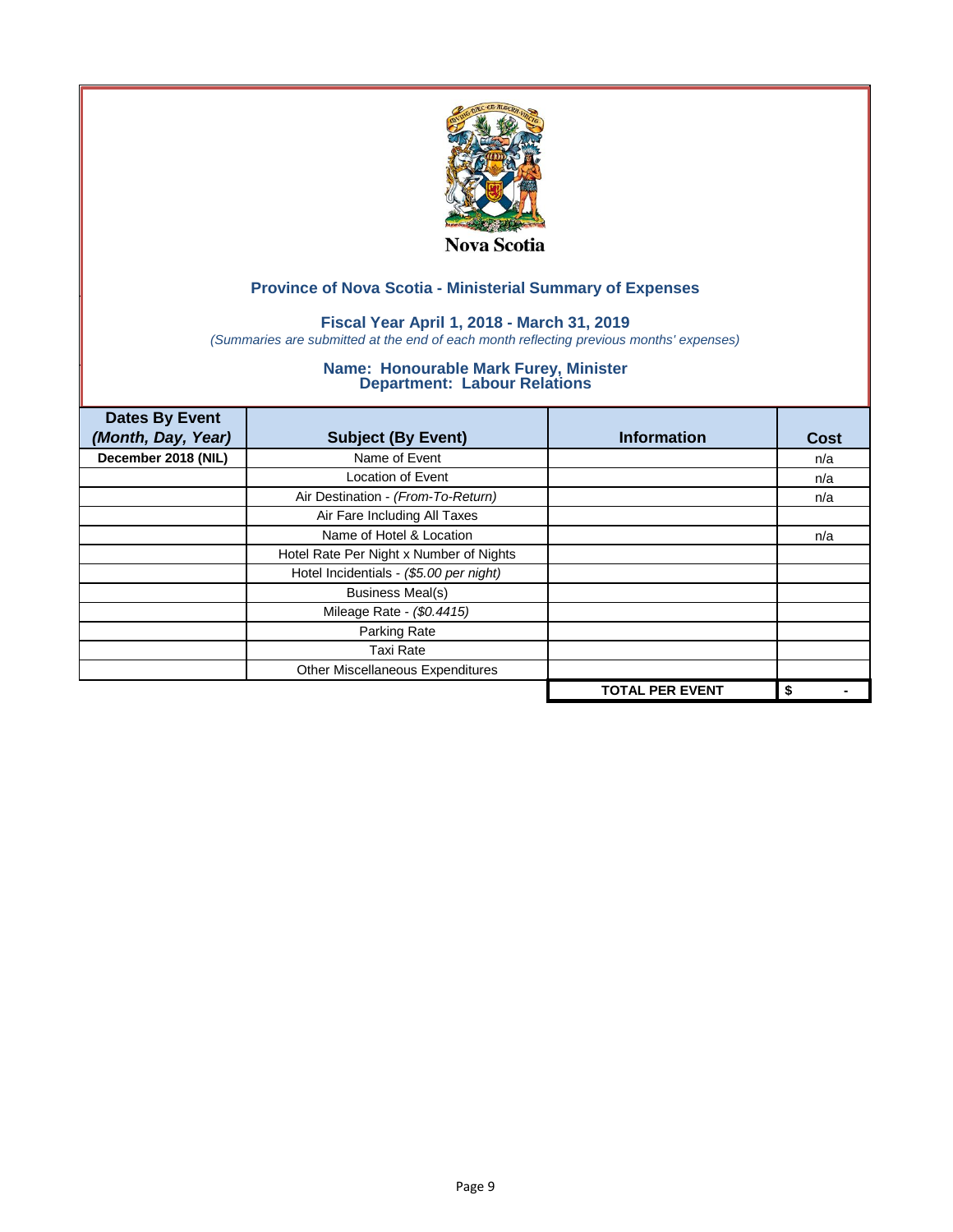Nova Scotia

## Province of Nova Scotia - Ministerial Summary of Expenses

### Fiscal Year April 1, 2018 - March 31, 2019

*(Summaries are submitted at the end of each month reflecting previous months' expenses)*

### Name: Honourable Mark Furey, Minister
### Department: Labour Relations

| Dates By Event *(Month, Day, Year)* | Subject (By Event) | Information | Cost |
|---|---|---|---|
| **December 2018 (NIL)** | Name of Event | | n/a |
| | Location of Event | | n/a |
| | Air Destination - *(From-To-Return)* | | n/a |
| | Air Fare Including All Taxes | | |
| | Name of Hotel & Location | | n/a |
| | Hotel Rate Per Night x Number of Nights | | |
| | Hotel Incidentials - *($5.00 per night)* | | |
| | Business Meal(s) | | |
| | Mileage Rate - *($0.4415)* | | |
| | Parking Rate | | |
| | Taxi Rate | | |
| | Other Miscellaneous Expenditures | | |
| | | **TOTAL PER EVENT** | **$ -** |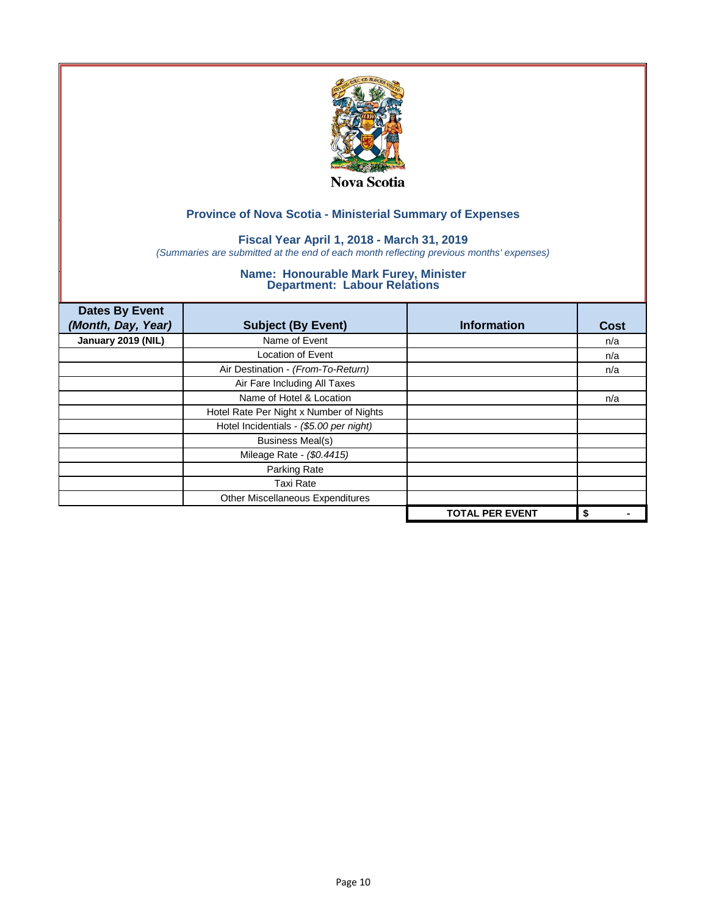Nova Scotia

## Province of Nova Scotia - Ministerial Summary of Expenses

### Fiscal Year April 1, 2018 - March 31, 2019

*(Summaries are submitted at the end of each month reflecting previous months' expenses)*

### Name: Honourable Mark Furey, Minister
### Department: Labour Relations

| Dates By Event *(Month, Day, Year)* | Subject (By Event) | Information | Cost |
|---|---|---|---|
| **January 2019 (NIL)** | Name of Event | | n/a |
| | Location of Event | | n/a |
| | Air Destination - *(From-To-Return)* | | n/a |
| | Air Fare Including All Taxes | | |
| | Name of Hotel & Location | | n/a |
| | Hotel Rate Per Night x Number of Nights | | |
| | Hotel Incidentials - *($5.00 per night)* | | |
| | Business Meal(s) | | |
| | Mileage Rate - *($0.4415)* | | |
| | Parking Rate | | |
| | Taxi Rate | | |
| | Other Miscellaneous Expenditures | | |
| | | **TOTAL PER EVENT** | **$ -** |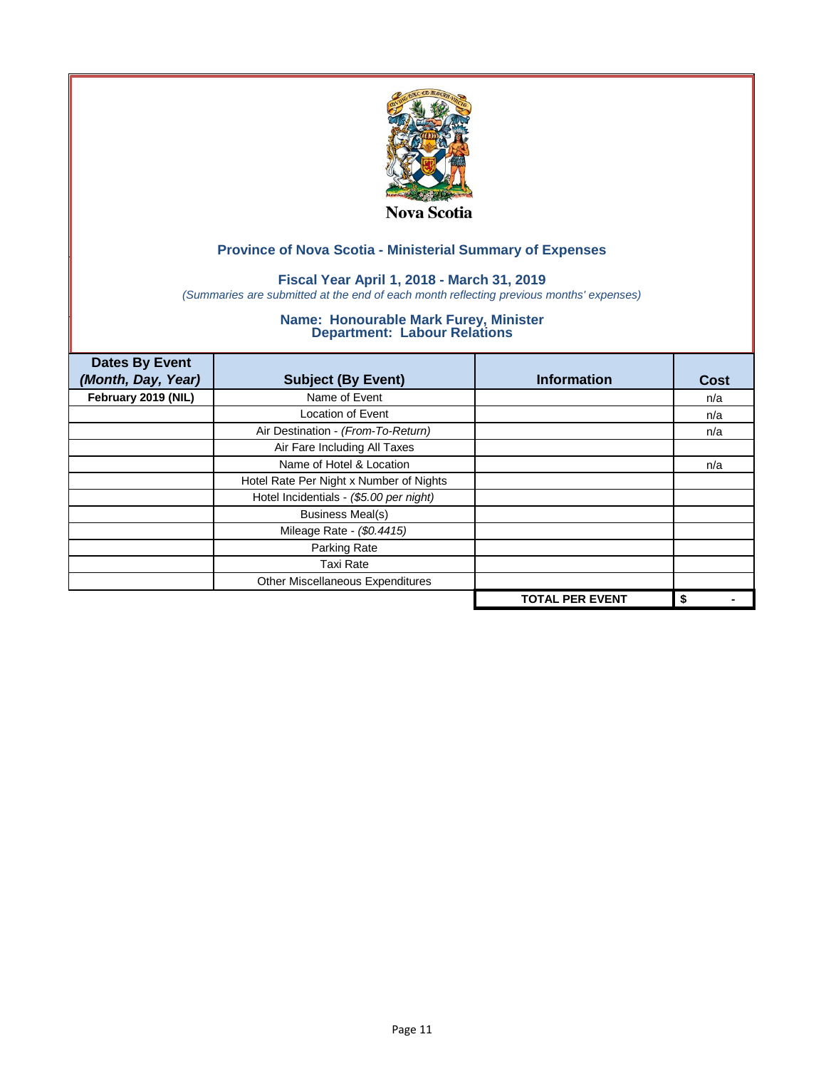Nova Scotia

## Province of Nova Scotia - Ministerial Summary of Expenses

### Fiscal Year April 1, 2018 - March 31, 2019

*(Summaries are submitted at the end of each month reflecting previous months' expenses)*

### Name: Honourable Mark Furey, Minister
### Department: Labour Relations

| Dates By Event *(Month, Day, Year)* | Subject (By Event) | Information | Cost |
|---|---|---|---|
| **February 2019 (NIL)** | Name of Event | | n/a |
| | Location of Event | | n/a |
| | Air Destination - *(From-To-Return)* | | n/a |
| | Air Fare Including All Taxes | | |
| | Name of Hotel & Location | | n/a |
| | Hotel Rate Per Night x Number of Nights | | |
| | Hotel Incidentials - *($5.00 per night)* | | |
| | Business Meal(s) | | |
| | Mileage Rate - *($0.4415)* | | |
| | Parking Rate | | |
| | Taxi Rate | | |
| | Other Miscellaneous Expenditures | | |
| | | **TOTAL PER EVENT** | **$ -** |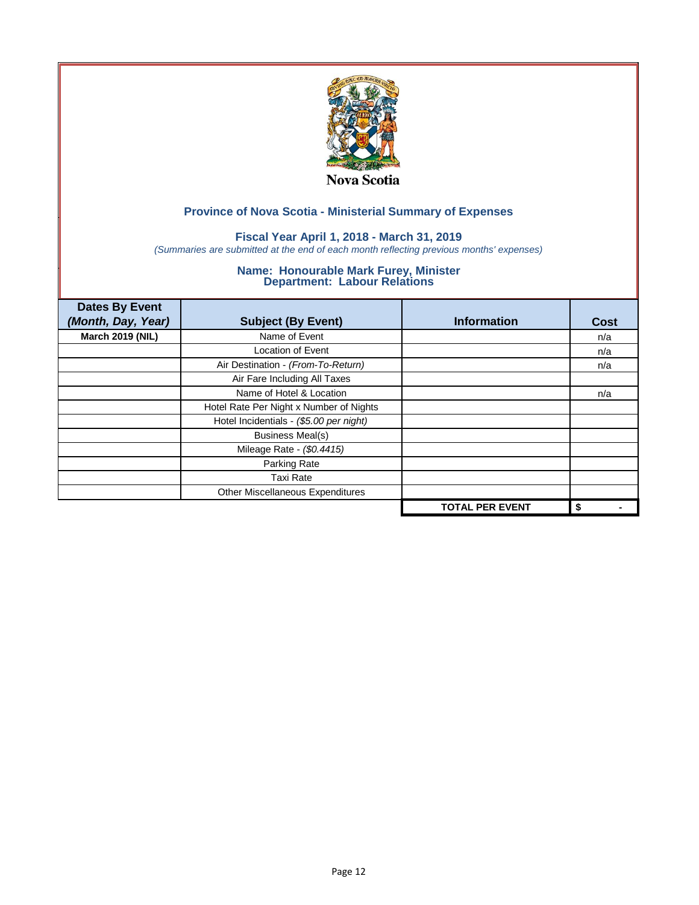Nova Scotia

## Province of Nova Scotia - Ministerial Summary of Expenses

### Fiscal Year April 1, 2018 - March 31, 2019

*(Summaries are submitted at the end of each month reflecting previous months' expenses)*

### Name: Honourable Mark Furey, Minister
### Department: Labour Relations

| Dates By Event *(Month, Day, Year)* | Subject (By Event) | Information | Cost |
|---|---|---|---|
| **March 2019 (NIL)** | Name of Event | | n/a |
| | Location of Event | | n/a |
| | Air Destination - *(From-To-Return)* | | n/a |
| | Air Fare Including All Taxes | | |
| | Name of Hotel & Location | | n/a |
| | Hotel Rate Per Night x Number of Nights | | |
| | Hotel Incidentials - *($5.00 per night)* | | |
| | Business Meal(s) | | |
| | Mileage Rate - *($0.4415)* | | |
| | Parking Rate | | |
| | Taxi Rate | | |
| | Other Miscellaneous Expenditures | | |
| | | **TOTAL PER EVENT** | **$ -** |